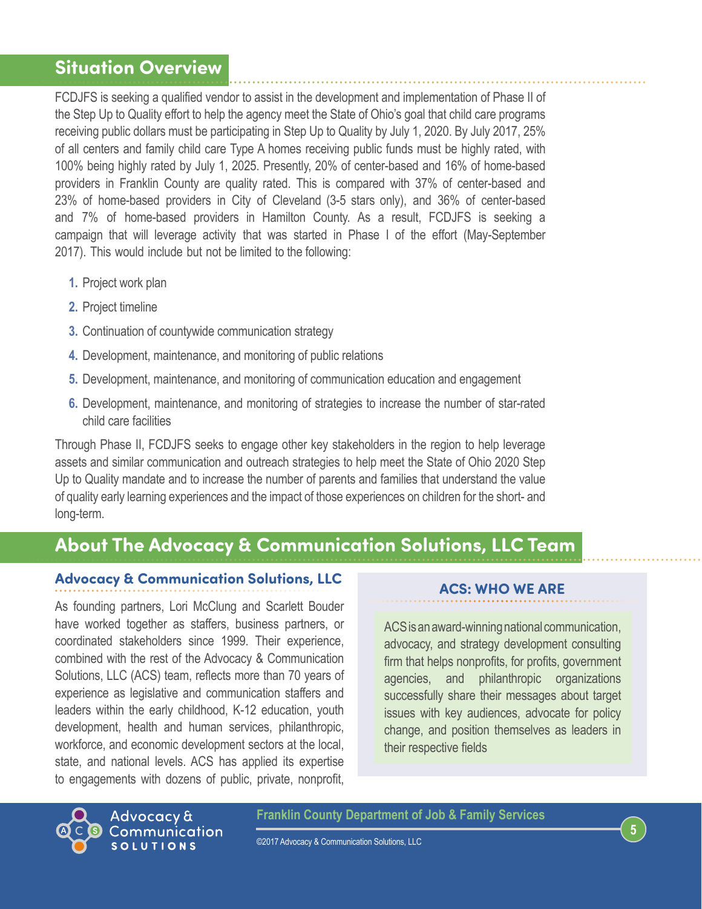## Situation Overview

FCDJFS is seeking a qualified vendor to assist in the development and implementation of Phase II of the Step Up to Quality effort to help the agency meet the State of Ohio's goal that child care programs receiving public dollars must be participating in Step Up to Quality by July 1, 2020. By July 2017, 25% of all centers and family child care Type A homes receiving public funds must be highly rated, with 100% being highly rated by July 1, 2025. Presently, 20% of center-based and 16% of home-based providers in Franklin County are quality rated. This is compared with 37% of center-based and 23% of home-based providers in City of Cleveland (3-5 stars only), and 36% of center-based and 7% of home-based providers in Hamilton County. As a result, FCDJFS is seeking a campaign that will leverage activity that was started in Phase I of the effort (May-September 2017). This would include but not be limited to the following:

1. Project work plan
2. Project timeline
3. Continuation of countywide communication strategy
4. Development, maintenance, and monitoring of public relations
5. Development, maintenance, and monitoring of communication education and engagement
6. Development, maintenance, and monitoring of strategies to increase the number of star-rated child care facilities

Through Phase II, FCDJFS seeks to engage other key stakeholders in the region to help leverage assets and similar communication and outreach strategies to help meet the State of Ohio 2020 Step Up to Quality mandate and to increase the number of parents and families that understand the value of quality early learning experiences and the impact of those experiences on children for the short- and long-term.

## About The Advocacy & Communication Solutions, LLC Team

### Advocacy & Communication Solutions, LLC

As founding partners, Lori McClung and Scarlett Bouder have worked together as staffers, business partners, or coordinated stakeholders since 1999. Their experience, combined with the rest of the Advocacy & Communication Solutions, LLC (ACS) team, reflects more than 70 years of experience as legislative and communication staffers and leaders within the early childhood, K-12 education, youth development, health and human services, philanthropic, workforce, and economic development sectors at the local, state, and national levels. ACS has applied its expertise to engagements with dozens of public, private, nonprofit,

### ACS: WHO WE ARE

ACS is an award-winning national communication, advocacy, and strategy development consulting firm that helps nonprofits, for profits, government agencies, and philanthropic organizations successfully share their messages about target issues with key audiences, advocate for policy change, and position themselves as leaders in their respective fields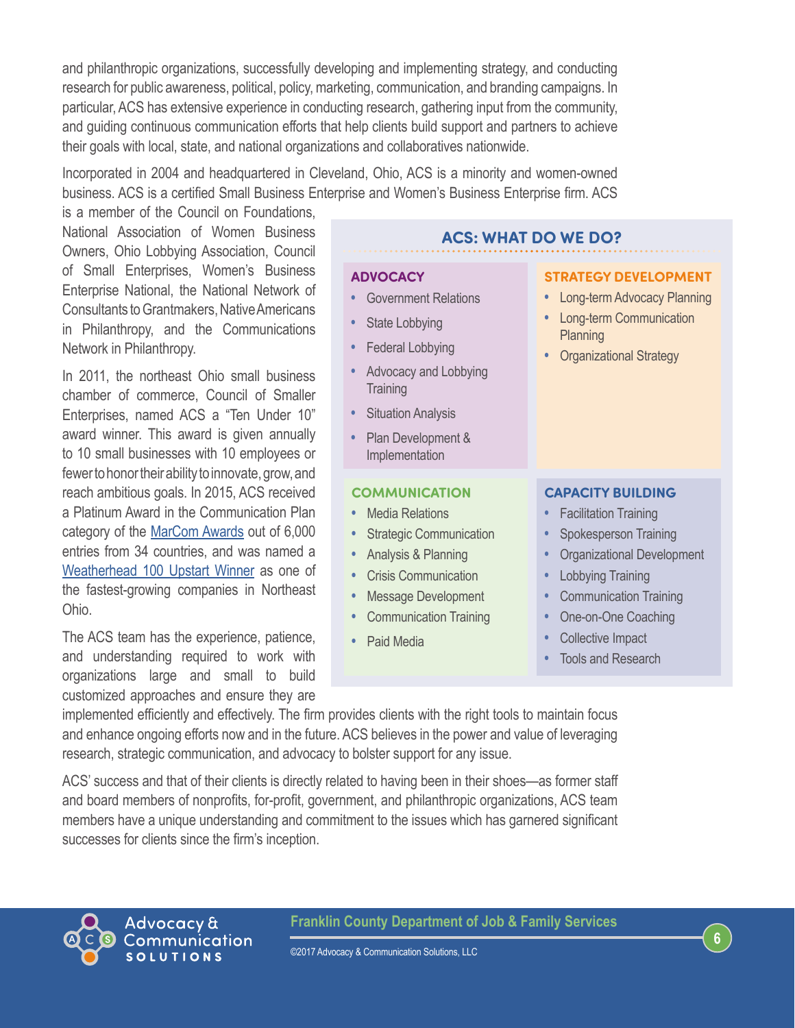and philanthropic organizations, successfully developing and implementing strategy, and conducting research for public awareness, political, policy, marketing, communication, and branding campaigns. In particular, ACS has extensive experience in conducting research, gathering input from the community, and guiding continuous communication efforts that help clients build support and partners to achieve their goals with local, state, and national organizations and collaboratives nationwide.

Incorporated in 2004 and headquartered in Cleveland, Ohio, ACS is a minority and women-owned business. ACS is a certified Small Business Enterprise and Women's Business Enterprise firm. ACS is a member of the Council on Foundations, National Association of Women Business Owners, Ohio Lobbying Association, Council of Small Enterprises, Women's Business Enterprise National, the National Network of Consultants to Grantmakers, Native Americans in Philanthropy, and the Communications Network in Philanthropy.

In 2011, the northeast Ohio small business chamber of commerce, Council of Smaller Enterprises, named ACS a "Ten Under 10" award winner. This award is given annually to 10 small businesses with 10 employees or fewer to honor their ability to innovate, grow, and reach ambitious goals. In 2015, ACS received a Platinum Award in the Communication Plan category of the MarCom Awards out of 6,000 entries from 34 countries, and was named a Weatherhead 100 Upstart Winner as one of the fastest-growing companies in Northeast Ohio.

The ACS team has the experience, patience, and understanding required to work with organizations large and small to build customized approaches and ensure they are implemented efficiently and effectively. The firm provides clients with the right tools to maintain focus and enhance ongoing efforts now and in the future. ACS believes in the power and value of leveraging research, strategic communication, and advocacy to bolster support for any issue.

ACS' success and that of their clients is directly related to having been in their shoes—as former staff and board members of nonprofits, for-profit, government, and philanthropic organizations, ACS team members have a unique understanding and commitment to the issues which has garnered significant successes for clients since the firm's inception.

## ACS: WHAT DO WE DO?

### ADVOCACY

- Government Relations
- State Lobbying
- Federal Lobbying
- Advocacy and Lobbying Training
- Situation Analysis
- Plan Development & Implementation

### STRATEGY DEVELOPMENT

- Long-term Advocacy Planning
- Long-term Communication Planning
- Organizational Strategy

### COMMUNICATION

- Media Relations
- Strategic Communication
- Analysis & Planning
- Crisis Communication
- Message Development
- Communication Training
- Paid Media

### CAPACITY BUILDING

- Facilitation Training
- Spokesperson Training
- Organizational Development
- Lobbying Training
- Communication Training
- One-on-One Coaching
- Collective Impact
- Tools and Research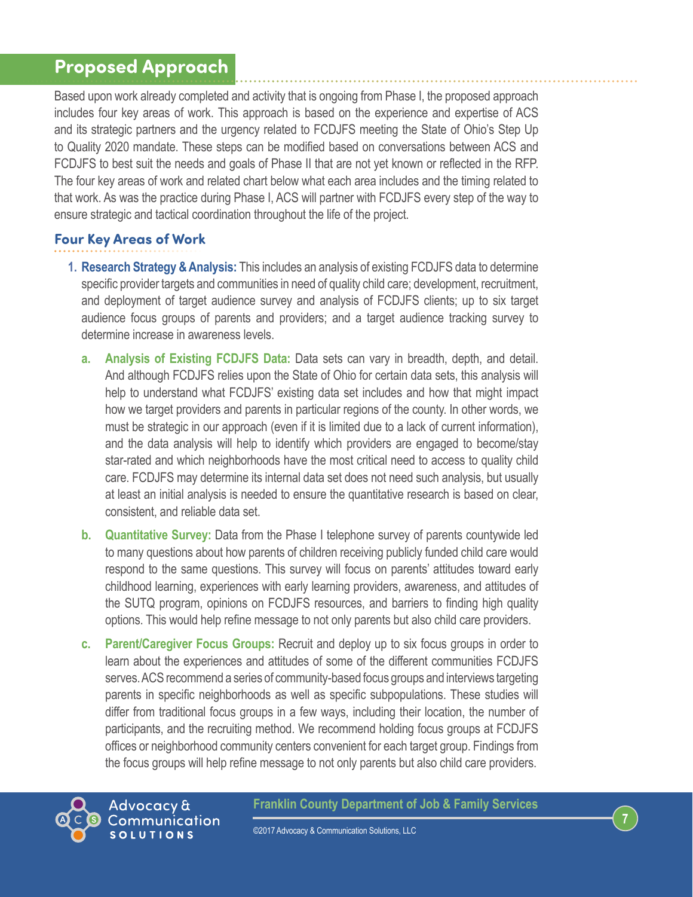## Proposed Approach

Based upon work already completed and activity that is ongoing from Phase I, the proposed approach includes four key areas of work. This approach is based on the experience and expertise of ACS and its strategic partners and the urgency related to FCDJFS meeting the State of Ohio's Step Up to Quality 2020 mandate. These steps can be modified based on conversations between ACS and FCDJFS to best suit the needs and goals of Phase II that are not yet known or reflected in the RFP. The four key areas of work and related chart below what each area includes and the timing related to that work. As was the practice during Phase I, ACS will partner with FCDJFS every step of the way to ensure strategic and tactical coordination throughout the life of the project.

### Four Key Areas of Work

1. **Research Strategy & Analysis:** This includes an analysis of existing FCDJFS data to determine specific provider targets and communities in need of quality child care; development, recruitment, and deployment of target audience survey and analysis of FCDJFS clients; up to six target audience focus groups of parents and providers; and a target audience tracking survey to determine increase in awareness levels.

    a. **Analysis of Existing FCDJFS Data:** Data sets can vary in breadth, depth, and detail. And although FCDJFS relies upon the State of Ohio for certain data sets, this analysis will help to understand what FCDJFS' existing data set includes and how that might impact how we target providers and parents in particular regions of the county. In other words, we must be strategic in our approach (even if it is limited due to a lack of current information), and the data analysis will help to identify which providers are engaged to become/stay star-rated and which neighborhoods have the most critical need to access to quality child care. FCDJFS may determine its internal data set does not need such analysis, but usually at least an initial analysis is needed to ensure the quantitative research is based on clear, consistent, and reliable data set.

    b. **Quantitative Survey:** Data from the Phase I telephone survey of parents countywide led to many questions about how parents of children receiving publicly funded child care would respond to the same questions. This survey will focus on parents' attitudes toward early childhood learning, experiences with early learning providers, awareness, and attitudes of the SUTQ program, opinions on FCDJFS resources, and barriers to finding high quality options. This would help refine message to not only parents but also child care providers.

    c. **Parent/Caregiver Focus Groups:** Recruit and deploy up to six focus groups in order to learn about the experiences and attitudes of some of the different communities FCDJFS serves. ACS recommend a series of community-based focus groups and interviews targeting parents in specific neighborhoods as well as specific subpopulations. These studies will differ from traditional focus groups in a few ways, including their location, the number of participants, and the recruiting method. We recommend holding focus groups at FCDJFS offices or neighborhood community centers convenient for each target group. Findings from the focus groups will help refine message to not only parents but also child care providers.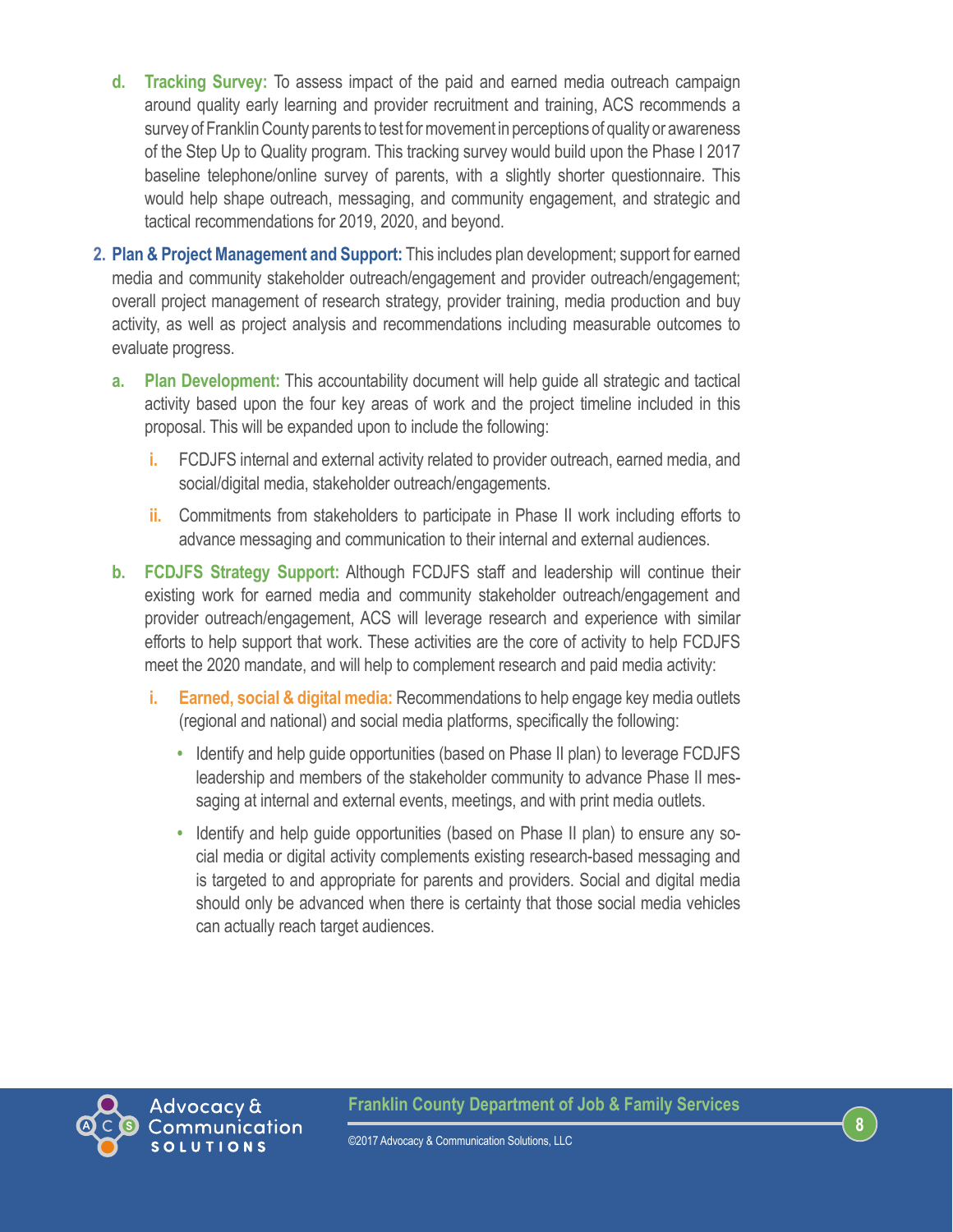d. **Tracking Survey:** To assess impact of the paid and earned media outreach campaign around quality early learning and provider recruitment and training, ACS recommends a survey of Franklin County parents to test for movement in perceptions of quality or awareness of the Step Up to Quality program. This tracking survey would build upon the Phase I 2017 baseline telephone/online survey of parents, with a slightly shorter questionnaire. This would help shape outreach, messaging, and community engagement, and strategic and tactical recommendations for 2019, 2020, and beyond.

2. **Plan & Project Management and Support:** This includes plan development; support for earned media and community stakeholder outreach/engagement and provider outreach/engagement; overall project management of research strategy, provider training, media production and buy activity, as well as project analysis and recommendations including measurable outcomes to evaluate progress.

   a. **Plan Development:** This accountability document will help guide all strategic and tactical activity based upon the four key areas of work and the project timeline included in this proposal. This will be expanded upon to include the following:

      i. FCDJFS internal and external activity related to provider outreach, earned media, and social/digital media, stakeholder outreach/engagements.

      ii. Commitments from stakeholders to participate in Phase II work including efforts to advance messaging and communication to their internal and external audiences.

   b. **FCDJFS Strategy Support:** Although FCDJFS staff and leadership will continue their existing work for earned media and community stakeholder outreach/engagement and provider outreach/engagement, ACS will leverage research and experience with similar efforts to help support that work. These activities are the core of activity to help FCDJFS meet the 2020 mandate, and will help to complement research and paid media activity:

      i. **Earned, social & digital media:** Recommendations to help engage key media outlets (regional and national) and social media platforms, specifically the following:

         - Identify and help guide opportunities (based on Phase II plan) to leverage FCDJFS leadership and members of the stakeholder community to advance Phase II messaging at internal and external events, meetings, and with print media outlets.
         - Identify and help guide opportunities (based on Phase II plan) to ensure any social media or digital activity complements existing research-based messaging and is targeted to and appropriate for parents and providers. Social and digital media should only be advanced when there is certainty that those social media vehicles can actually reach target audiences.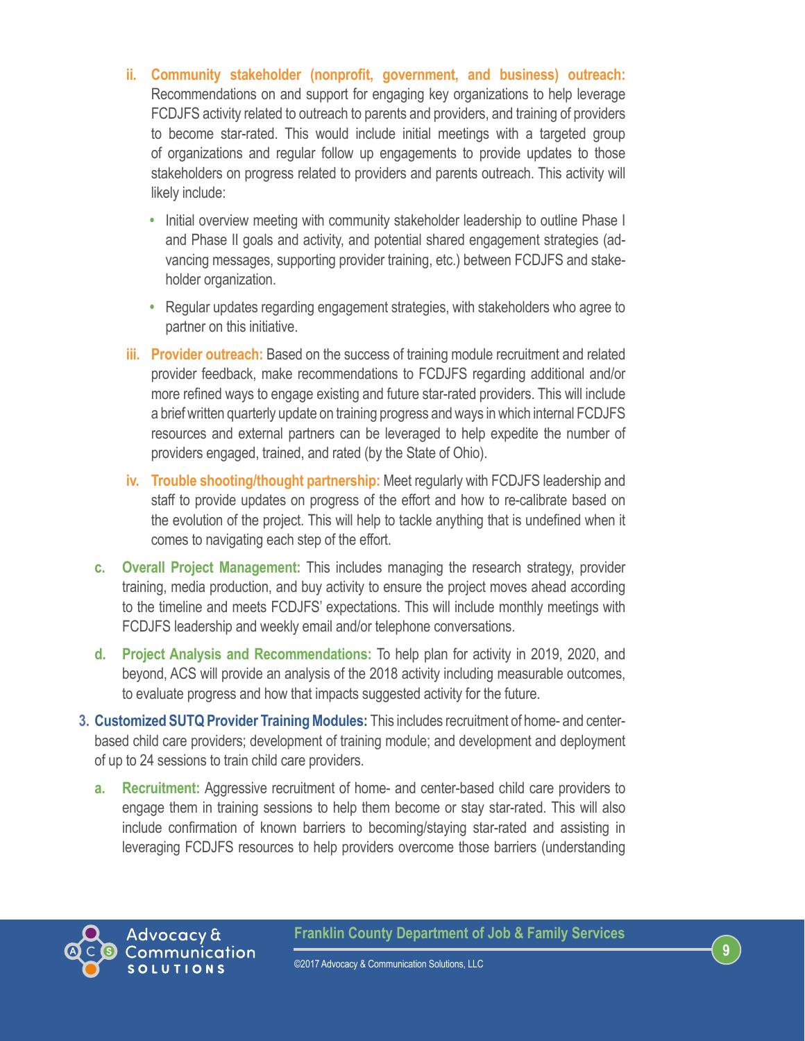ii. **Community stakeholder (nonprofit, government, and business) outreach:** Recommendations on and support for engaging key organizations to help leverage FCDJFS activity related to outreach to parents and providers, and training of providers to become star-rated. This would include initial meetings with a targeted group of organizations and regular follow up engagements to provide updates to those stakeholders on progress related to providers and parents outreach. This activity will likely include:

- Initial overview meeting with community stakeholder leadership to outline Phase I and Phase II goals and activity, and potential shared engagement strategies (advancing messages, supporting provider training, etc.) between FCDJFS and stakeholder organization.
- Regular updates regarding engagement strategies, with stakeholders who agree to partner on this initiative.

iii. **Provider outreach:** Based on the success of training module recruitment and related provider feedback, make recommendations to FCDJFS regarding additional and/or more refined ways to engage existing and future star-rated providers. This will include a brief written quarterly update on training progress and ways in which internal FCDJFS resources and external partners can be leveraged to help expedite the number of providers engaged, trained, and rated (by the State of Ohio).

iv. **Trouble shooting/thought partnership:** Meet regularly with FCDJFS leadership and staff to provide updates on progress of the effort and how to re-calibrate based on the evolution of the project. This will help to tackle anything that is undefined when it comes to navigating each step of the effort.

c. **Overall Project Management:** This includes managing the research strategy, provider training, media production, and buy activity to ensure the project moves ahead according to the timeline and meets FCDJFS' expectations. This will include monthly meetings with FCDJFS leadership and weekly email and/or telephone conversations.

d. **Project Analysis and Recommendations:** To help plan for activity in 2019, 2020, and beyond, ACS will provide an analysis of the 2018 activity including measurable outcomes, to evaluate progress and how that impacts suggested activity for the future.

3. **Customized SUTQ Provider Training Modules:** This includes recruitment of home- and center-based child care providers; development of training module; and development and deployment of up to 24 sessions to train child care providers.

a. **Recruitment:** Aggressive recruitment of home- and center-based child care providers to engage them in training sessions to help them become or stay star-rated. This will also include confirmation of known barriers to becoming/staying star-rated and assisting in leveraging FCDJFS resources to help providers overcome those barriers (understanding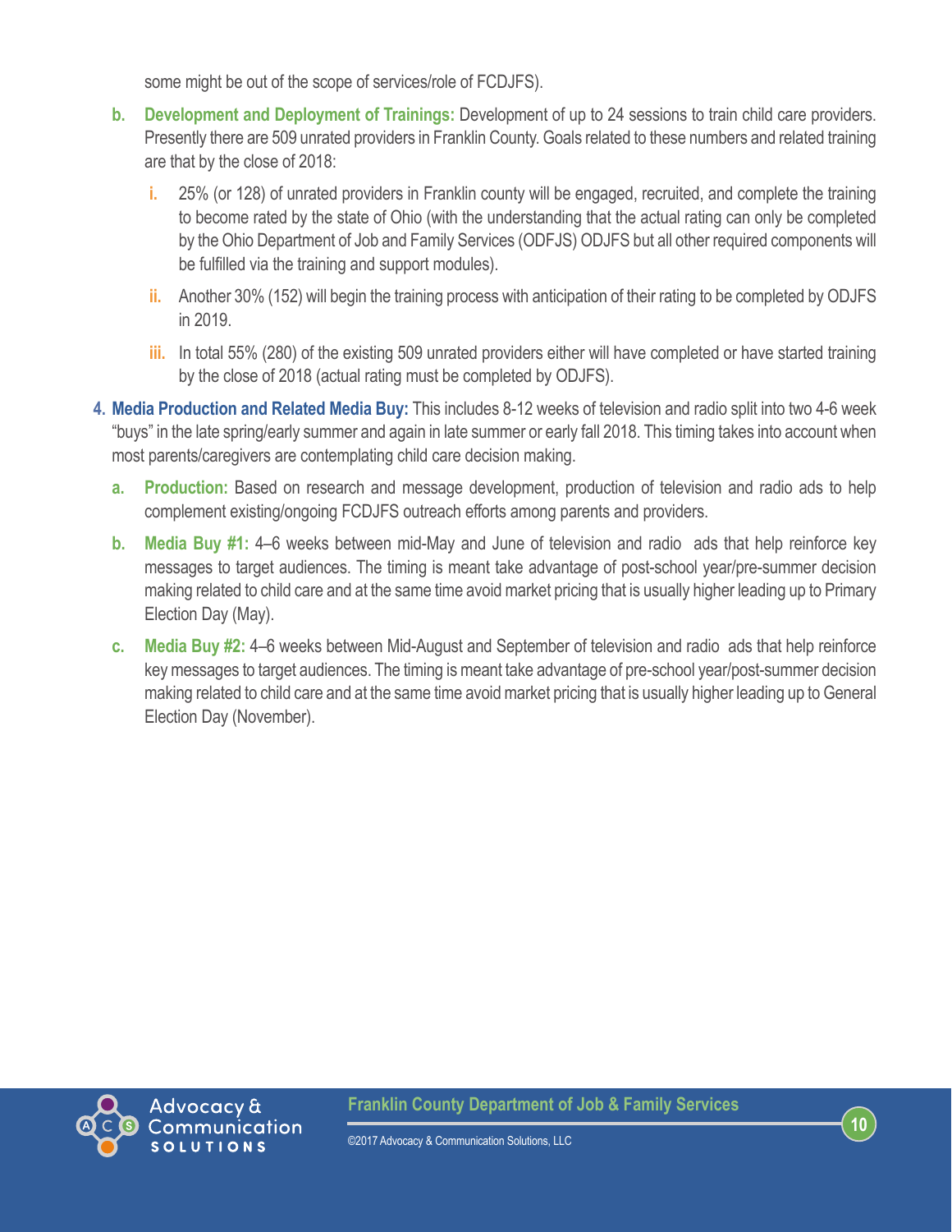some might be out of the scope of services/role of FCDJFS).

b. **Development and Deployment of Trainings:** Development of up to 24 sessions to train child care providers. Presently there are 509 unrated providers in Franklin County. Goals related to these numbers and related training are that by the close of 2018:

   i. 25% (or 128) of unrated providers in Franklin county will be engaged, recruited, and complete the training to become rated by the state of Ohio (with the understanding that the actual rating can only be completed by the Ohio Department of Job and Family Services (ODFJS) ODJFS but all other required components will be fulfilled via the training and support modules).

   ii. Another 30% (152) will begin the training process with anticipation of their rating to be completed by ODJFS in 2019.

   iii. In total 55% (280) of the existing 509 unrated providers either will have completed or have started training by the close of 2018 (actual rating must be completed by ODJFS).

4. **Media Production and Related Media Buy:** This includes 8-12 weeks of television and radio split into two 4-6 week "buys" in the late spring/early summer and again in late summer or early fall 2018. This timing takes into account when most parents/caregivers are contemplating child care decision making.

   a. **Production:** Based on research and message development, production of television and radio ads to help complement existing/ongoing FCDJFS outreach efforts among parents and providers.

   b. **Media Buy #1:** 4–6 weeks between mid-May and June of television and radio ads that help reinforce key messages to target audiences. The timing is meant take advantage of post-school year/pre-summer decision making related to child care and at the same time avoid market pricing that is usually higher leading up to Primary Election Day (May).

   c. **Media Buy #2:** 4–6 weeks between Mid-August and September of television and radio ads that help reinforce key messages to target audiences. The timing is meant take advantage of pre-school year/post-summer decision making related to child care and at the same time avoid market pricing that is usually higher leading up to General Election Day (November).